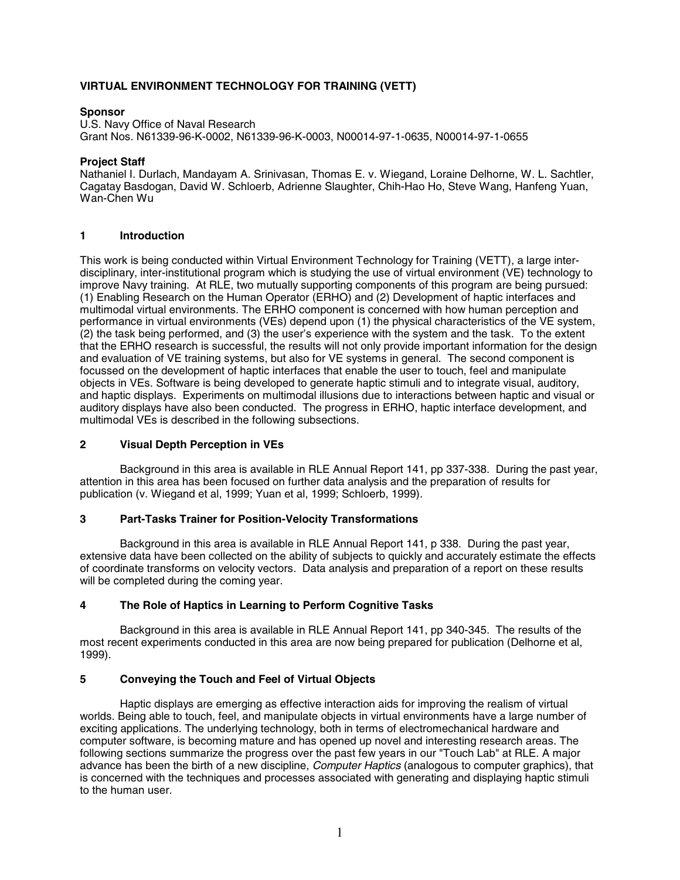# VIRTUAL ENVIRONMENT TECHNOLOGY FOR TRAINING (VETT)

**Sponsor**

U.S. Navy Office of Naval Research
Grant Nos. N61339-96-K-0002, N61339-96-K-0003, N00014-97-1-0635, N00014-97-1-0655

**Project Staff**

Nathaniel I. Durlach, Mandayam A. Srinivasan, Thomas E. v. Wiegand, Loraine Delhorne, W. L. Sachtler, Cagatay Basdogan, David W. Schloerb, Adrienne Slaughter, Chih-Hao Ho, Steve Wang, Hanfeng Yuan, Wan-Chen Wu

## 1 Introduction

This work is being conducted within Virtual Environment Technology for Training (VETT), a large inter-disciplinary, inter-institutional program which is studying the use of virtual environment (VE) technology to improve Navy training. At RLE, two mutually supporting components of this program are being pursued: (1) Enabling Research on the Human Operator (ERHO) and (2) Development of haptic interfaces and multimodal virtual environments. The ERHO component is concerned with how human perception and performance in virtual environments (VEs) depend upon (1) the physical characteristics of the VE system, (2) the task being performed, and (3) the user's experience with the system and the task. To the extent that the ERHO research is successful, the results will not only provide important information for the design and evaluation of VE training systems, but also for VE systems in general. The second component is focussed on the development of haptic interfaces that enable the user to touch, feel and manipulate objects in VEs. Software is being developed to generate haptic stimuli and to integrate visual, auditory, and haptic displays. Experiments on multimodal illusions due to interactions between haptic and visual or auditory displays have also been conducted. The progress in ERHO, haptic interface development, and multimodal VEs is described in the following subsections.

## 2 Visual Depth Perception in VEs

Background in this area is available in RLE Annual Report 141, pp 337-338. During the past year, attention in this area has been focused on further data analysis and the preparation of results for publication (v. Wiegand et al, 1999; Yuan et al, 1999; Schloerb, 1999).

## 3 Part-Tasks Trainer for Position-Velocity Transformations

Background in this area is available in RLE Annual Report 141, p 338. During the past year, extensive data have been collected on the ability of subjects to quickly and accurately estimate the effects of coordinate transforms on velocity vectors. Data analysis and preparation of a report on these results will be completed during the coming year.

## 4 The Role of Haptics in Learning to Perform Cognitive Tasks

Background in this area is available in RLE Annual Report 141, pp 340-345. The results of the most recent experiments conducted in this area are now being prepared for publication (Delhorne et al, 1999).

## 5 Conveying the Touch and Feel of Virtual Objects

Haptic displays are emerging as effective interaction aids for improving the realism of virtual worlds. Being able to touch, feel, and manipulate objects in virtual environments have a large number of exciting applications. The underlying technology, both in terms of electromechanical hardware and computer software, is becoming mature and has opened up novel and interesting research areas. The following sections summarize the progress over the past few years in our "Touch Lab" at RLE. A major advance has been the birth of a new discipline, *Computer Haptics* (analogous to computer graphics), that is concerned with the techniques and processes associated with generating and displaying haptic stimuli to the human user.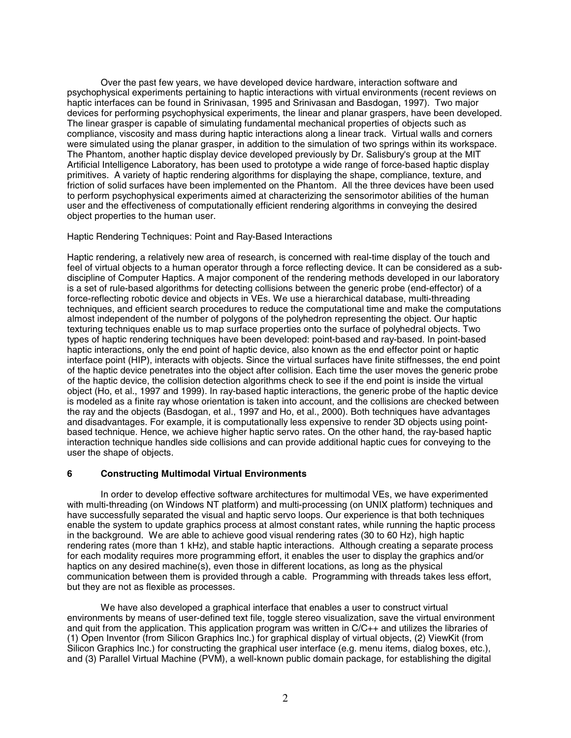Over the past few years, we have developed device hardware, interaction software and psychophysical experiments pertaining to haptic interactions with virtual environments (recent reviews on haptic interfaces can be found in Srinivasan, 1995 and Srinivasan and Basdogan, 1997). Two major devices for performing psychophysical experiments, the linear and planar graspers, have been developed. The linear grasper is capable of simulating fundamental mechanical properties of objects such as compliance, viscosity and mass during haptic interactions along a linear track. Virtual walls and corners were simulated using the planar grasper, in addition to the simulation of two springs within its workspace. The Phantom, another haptic display device developed previously by Dr. Salisbury's group at the MIT Artificial Intelligence Laboratory, has been used to prototype a wide range of force-based haptic display primitives. A variety of haptic rendering algorithms for displaying the shape, compliance, texture, and friction of solid surfaces have been implemented on the Phantom. All the three devices have been used to perform psychophysical experiments aimed at characterizing the sensorimotor abilities of the human user and the effectiveness of computationally efficient rendering algorithms in conveying the desired object properties to the human user.

Haptic Rendering Techniques: Point and Ray-Based Interactions

Haptic rendering, a relatively new area of research, is concerned with real-time display of the touch and feel of virtual objects to a human operator through a force reflecting device. It can be considered as a sub-discipline of Computer Haptics. A major component of the rendering methods developed in our laboratory is a set of rule-based algorithms for detecting collisions between the generic probe (end-effector) of a force-reflecting robotic device and objects in VEs. We use a hierarchical database, multi-threading techniques, and efficient search procedures to reduce the computational time and make the computations almost independent of the number of polygons of the polyhedron representing the object. Our haptic texturing techniques enable us to map surface properties onto the surface of polyhedral objects. Two types of haptic rendering techniques have been developed: point-based and ray-based. In point-based haptic interactions, only the end point of haptic device, also known as the end effector point or haptic interface point (HIP), interacts with objects. Since the virtual surfaces have finite stiffnesses, the end point of the haptic device penetrates into the object after collision. Each time the user moves the generic probe of the haptic device, the collision detection algorithms check to see if the end point is inside the virtual object (Ho, et al., 1997 and 1999). In ray-based haptic interactions, the generic probe of the haptic device is modeled as a finite ray whose orientation is taken into account, and the collisions are checked between the ray and the objects (Basdogan, et al., 1997 and Ho, et al., 2000). Both techniques have advantages and disadvantages. For example, it is computationally less expensive to render 3D objects using point-based technique. Hence, we achieve higher haptic servo rates. On the other hand, the ray-based haptic interaction technique handles side collisions and can provide additional haptic cues for conveying to the user the shape of objects.

## 6 Constructing Multimodal Virtual Environments

In order to develop effective software architectures for multimodal VEs, we have experimented with multi-threading (on Windows NT platform) and multi-processing (on UNIX platform) techniques and have successfully separated the visual and haptic servo loops. Our experience is that both techniques enable the system to update graphics process at almost constant rates, while running the haptic process in the background. We are able to achieve good visual rendering rates (30 to 60 Hz), high haptic rendering rates (more than 1 kHz), and stable haptic interactions. Although creating a separate process for each modality requires more programming effort, it enables the user to display the graphics and/or haptics on any desired machine(s), even those in different locations, as long as the physical communication between them is provided through a cable. Programming with threads takes less effort, but they are not as flexible as processes.

We have also developed a graphical interface that enables a user to construct virtual environments by means of user-defined text file, toggle stereo visualization, save the virtual environment and quit from the application. This application program was written in C/C++ and utilizes the libraries of (1) Open Inventor (from Silicon Graphics Inc.) for graphical display of virtual objects, (2) ViewKit (from Silicon Graphics Inc.) for constructing the graphical user interface (e.g. menu items, dialog boxes, etc.), and (3) Parallel Virtual Machine (PVM), a well-known public domain package, for establishing the digital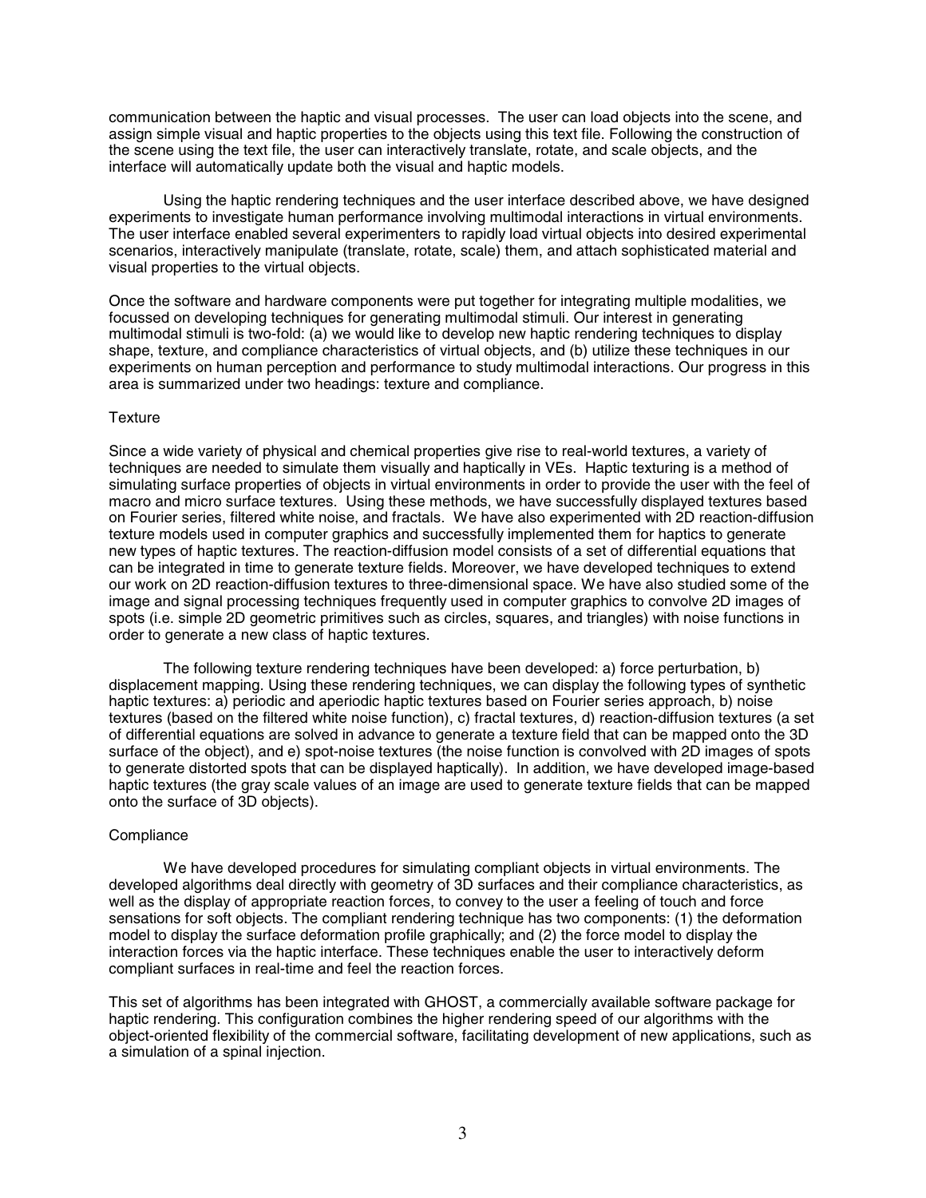communication between the haptic and visual processes. The user can load objects into the scene, and assign simple visual and haptic properties to the objects using this text file. Following the construction of the scene using the text file, the user can interactively translate, rotate, and scale objects, and the interface will automatically update both the visual and haptic models.

Using the haptic rendering techniques and the user interface described above, we have designed experiments to investigate human performance involving multimodal interactions in virtual environments. The user interface enabled several experimenters to rapidly load virtual objects into desired experimental scenarios, interactively manipulate (translate, rotate, scale) them, and attach sophisticated material and visual properties to the virtual objects.

Once the software and hardware components were put together for integrating multiple modalities, we focussed on developing techniques for generating multimodal stimuli. Our interest in generating multimodal stimuli is two-fold: (a) we would like to develop new haptic rendering techniques to display shape, texture, and compliance characteristics of virtual objects, and (b) utilize these techniques in our experiments on human perception and performance to study multimodal interactions. Our progress in this area is summarized under two headings: texture and compliance.

### Texture

Since a wide variety of physical and chemical properties give rise to real-world textures, a variety of techniques are needed to simulate them visually and haptically in VEs. Haptic texturing is a method of simulating surface properties of objects in virtual environments in order to provide the user with the feel of macro and micro surface textures. Using these methods, we have successfully displayed textures based on Fourier series, filtered white noise, and fractals. We have also experimented with 2D reaction-diffusion texture models used in computer graphics and successfully implemented them for haptics to generate new types of haptic textures. The reaction-diffusion model consists of a set of differential equations that can be integrated in time to generate texture fields. Moreover, we have developed techniques to extend our work on 2D reaction-diffusion textures to three-dimensional space. We have also studied some of the image and signal processing techniques frequently used in computer graphics to convolve 2D images of spots (i.e. simple 2D geometric primitives such as circles, squares, and triangles) with noise functions in order to generate a new class of haptic textures.

The following texture rendering techniques have been developed: a) force perturbation, b) displacement mapping. Using these rendering techniques, we can display the following types of synthetic haptic textures: a) periodic and aperiodic haptic textures based on Fourier series approach, b) noise textures (based on the filtered white noise function), c) fractal textures, d) reaction-diffusion textures (a set of differential equations are solved in advance to generate a texture field that can be mapped onto the 3D surface of the object), and e) spot-noise textures (the noise function is convolved with 2D images of spots to generate distorted spots that can be displayed haptically). In addition, we have developed image-based haptic textures (the gray scale values of an image are used to generate texture fields that can be mapped onto the surface of 3D objects).

### Compliance

We have developed procedures for simulating compliant objects in virtual environments. The developed algorithms deal directly with geometry of 3D surfaces and their compliance characteristics, as well as the display of appropriate reaction forces, to convey to the user a feeling of touch and force sensations for soft objects. The compliant rendering technique has two components: (1) the deformation model to display the surface deformation profile graphically; and (2) the force model to display the interaction forces via the haptic interface. These techniques enable the user to interactively deform compliant surfaces in real-time and feel the reaction forces.

This set of algorithms has been integrated with GHOST, a commercially available software package for haptic rendering. This configuration combines the higher rendering speed of our algorithms with the object-oriented flexibility of the commercial software, facilitating development of new applications, such as a simulation of a spinal injection.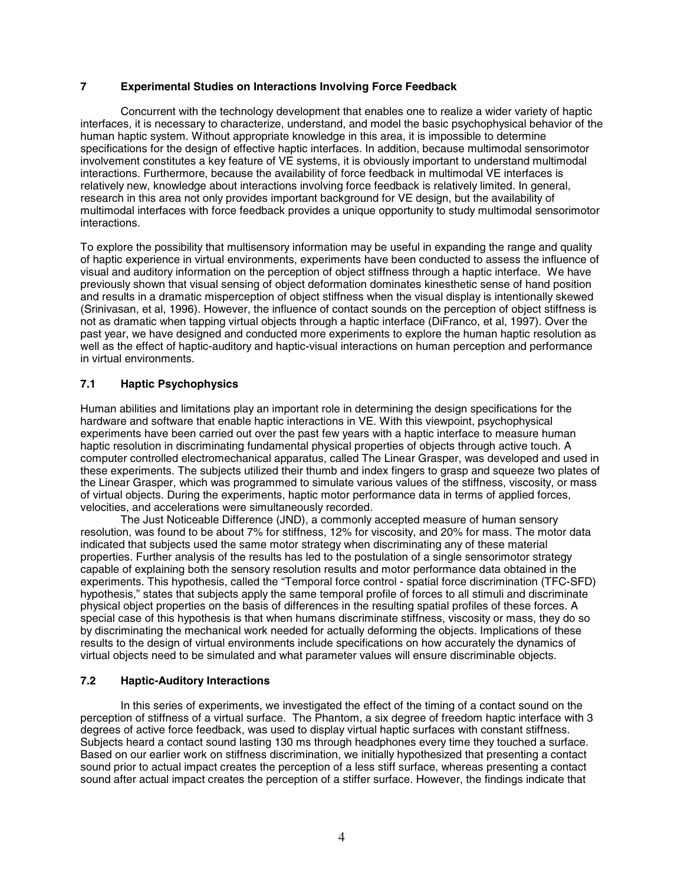## 7 Experimental Studies on Interactions Involving Force Feedback

Concurrent with the technology development that enables one to realize a wider variety of haptic interfaces, it is necessary to characterize, understand, and model the basic psychophysical behavior of the human haptic system. Without appropriate knowledge in this area, it is impossible to determine specifications for the design of effective haptic interfaces. In addition, because multimodal sensorimotor involvement constitutes a key feature of VE systems, it is obviously important to understand multimodal interactions. Furthermore, because the availability of force feedback in multimodal VE interfaces is relatively new, knowledge about interactions involving force feedback is relatively limited. In general, research in this area not only provides important background for VE design, but the availability of multimodal interfaces with force feedback provides a unique opportunity to study multimodal sensorimotor interactions.

To explore the possibility that multisensory information may be useful in expanding the range and quality of haptic experience in virtual environments, experiments have been conducted to assess the influence of visual and auditory information on the perception of object stiffness through a haptic interface. We have previously shown that visual sensing of object deformation dominates kinesthetic sense of hand position and results in a dramatic misperception of object stiffness when the visual display is intentionally skewed (Srinivasan, et al, 1996). However, the influence of contact sounds on the perception of object stiffness is not as dramatic when tapping virtual objects through a haptic interface (DiFranco, et al, 1997). Over the past year, we have designed and conducted more experiments to explore the human haptic resolution as well as the effect of haptic-auditory and haptic-visual interactions on human perception and performance in virtual environments.

### 7.1 Haptic Psychophysics

Human abilities and limitations play an important role in determining the design specifications for the hardware and software that enable haptic interactions in VE. With this viewpoint, psychophysical experiments have been carried out over the past few years with a haptic interface to measure human haptic resolution in discriminating fundamental physical properties of objects through active touch. A computer controlled electromechanical apparatus, called The Linear Grasper, was developed and used in these experiments. The subjects utilized their thumb and index fingers to grasp and squeeze two plates of the Linear Grasper, which was programmed to simulate various values of the stiffness, viscosity, or mass of virtual objects. During the experiments, haptic motor performance data in terms of applied forces, velocities, and accelerations were simultaneously recorded.

The Just Noticeable Difference (JND), a commonly accepted measure of human sensory resolution, was found to be about 7% for stiffness, 12% for viscosity, and 20% for mass. The motor data indicated that subjects used the same motor strategy when discriminating any of these material properties. Further analysis of the results has led to the postulation of a single sensorimotor strategy capable of explaining both the sensory resolution results and motor performance data obtained in the experiments. This hypothesis, called the "Temporal force control - spatial force discrimination (TFC-SFD) hypothesis," states that subjects apply the same temporal profile of forces to all stimuli and discriminate physical object properties on the basis of differences in the resulting spatial profiles of these forces. A special case of this hypothesis is that when humans discriminate stiffness, viscosity or mass, they do so by discriminating the mechanical work needed for actually deforming the objects. Implications of these results to the design of virtual environments include specifications on how accurately the dynamics of virtual objects need to be simulated and what parameter values will ensure discriminable objects.

### 7.2 Haptic-Auditory Interactions

In this series of experiments, we investigated the effect of the timing of a contact sound on the perception of stiffness of a virtual surface. The Phantom, a six degree of freedom haptic interface with 3 degrees of active force feedback, was used to display virtual haptic surfaces with constant stiffness. Subjects heard a contact sound lasting 130 ms through headphones every time they touched a surface. Based on our earlier work on stiffness discrimination, we initially hypothesized that presenting a contact sound prior to actual impact creates the perception of a less stiff surface, whereas presenting a contact sound after actual impact creates the perception of a stiffer surface. However, the findings indicate that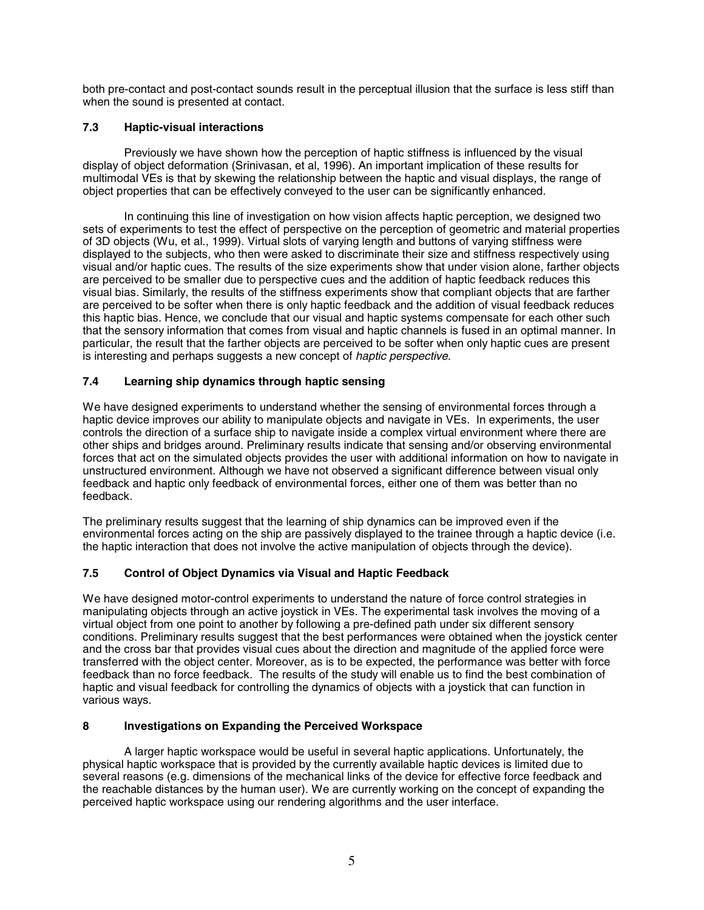both pre-contact and post-contact sounds result in the perceptual illusion that the surface is less stiff than when the sound is presented at contact.

### 7.3 Haptic-visual interactions

Previously we have shown how the perception of haptic stiffness is influenced by the visual display of object deformation (Srinivasan, et al, 1996). An important implication of these results for multimodal VEs is that by skewing the relationship between the haptic and visual displays, the range of object properties that can be effectively conveyed to the user can be significantly enhanced.

In continuing this line of investigation on how vision affects haptic perception, we designed two sets of experiments to test the effect of perspective on the perception of geometric and material properties of 3D objects (Wu, et al., 1999). Virtual slots of varying length and buttons of varying stiffness were displayed to the subjects, who then were asked to discriminate their size and stiffness respectively using visual and/or haptic cues. The results of the size experiments show that under vision alone, farther objects are perceived to be smaller due to perspective cues and the addition of haptic feedback reduces this visual bias. Similarly, the results of the stiffness experiments show that compliant objects that are farther are perceived to be softer when there is only haptic feedback and the addition of visual feedback reduces this haptic bias. Hence, we conclude that our visual and haptic systems compensate for each other such that the sensory information that comes from visual and haptic channels is fused in an optimal manner. In particular, the result that the farther objects are perceived to be softer when only haptic cues are present is interesting and perhaps suggests a new concept of *haptic perspective*.

### 7.4 Learning ship dynamics through haptic sensing

We have designed experiments to understand whether the sensing of environmental forces through a haptic device improves our ability to manipulate objects and navigate in VEs. In experiments, the user controls the direction of a surface ship to navigate inside a complex virtual environment where there are other ships and bridges around. Preliminary results indicate that sensing and/or observing environmental forces that act on the simulated objects provides the user with additional information on how to navigate in unstructured environment. Although we have not observed a significant difference between visual only feedback and haptic only feedback of environmental forces, either one of them was better than no feedback.

The preliminary results suggest that the learning of ship dynamics can be improved even if the environmental forces acting on the ship are passively displayed to the trainee through a haptic device (i.e. the haptic interaction that does not involve the active manipulation of objects through the device).

### 7.5 Control of Object Dynamics via Visual and Haptic Feedback

We have designed motor-control experiments to understand the nature of force control strategies in manipulating objects through an active joystick in VEs. The experimental task involves the moving of a virtual object from one point to another by following a pre-defined path under six different sensory conditions. Preliminary results suggest that the best performances were obtained when the joystick center and the cross bar that provides visual cues about the direction and magnitude of the applied force were transferred with the object center. Moreover, as is to be expected, the performance was better with force feedback than no force feedback. The results of the study will enable us to find the best combination of haptic and visual feedback for controlling the dynamics of objects with a joystick that can function in various ways.

## 8 Investigations on Expanding the Perceived Workspace

A larger haptic workspace would be useful in several haptic applications. Unfortunately, the physical haptic workspace that is provided by the currently available haptic devices is limited due to several reasons (e.g. dimensions of the mechanical links of the device for effective force feedback and the reachable distances by the human user). We are currently working on the concept of expanding the perceived haptic workspace using our rendering algorithms and the user interface.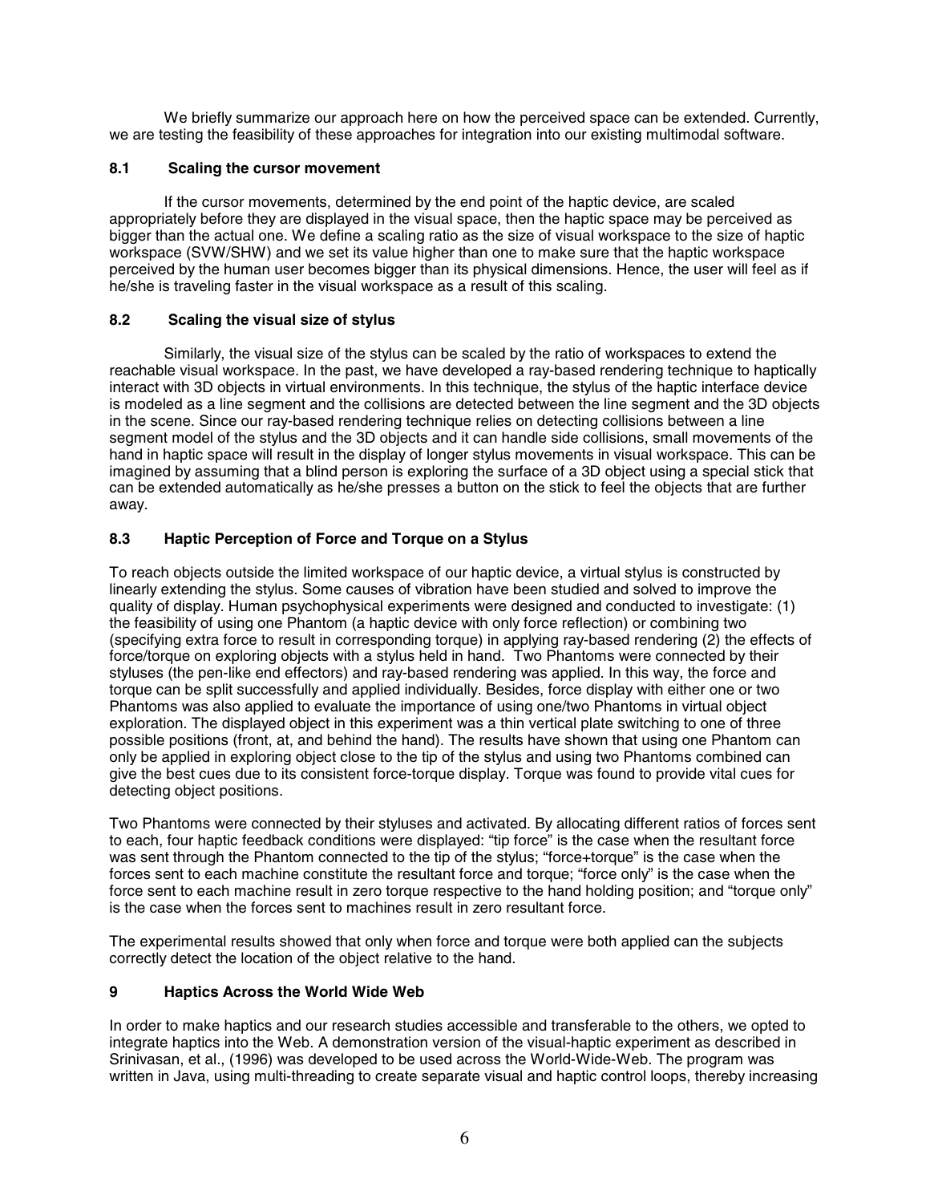We briefly summarize our approach here on how the perceived space can be extended. Currently, we are testing the feasibility of these approaches for integration into our existing multimodal software.

### 8.1 Scaling the cursor movement

If the cursor movements, determined by the end point of the haptic device, are scaled appropriately before they are displayed in the visual space, then the haptic space may be perceived as bigger than the actual one. We define a scaling ratio as the size of visual workspace to the size of haptic workspace (SVW/SHW) and we set its value higher than one to make sure that the haptic workspace perceived by the human user becomes bigger than its physical dimensions. Hence, the user will feel as if he/she is traveling faster in the visual workspace as a result of this scaling.

### 8.2 Scaling the visual size of stylus

Similarly, the visual size of the stylus can be scaled by the ratio of workspaces to extend the reachable visual workspace. In the past, we have developed a ray-based rendering technique to haptically interact with 3D objects in virtual environments. In this technique, the stylus of the haptic interface device is modeled as a line segment and the collisions are detected between the line segment and the 3D objects in the scene. Since our ray-based rendering technique relies on detecting collisions between a line segment model of the stylus and the 3D objects and it can handle side collisions, small movements of the hand in haptic space will result in the display of longer stylus movements in visual workspace. This can be imagined by assuming that a blind person is exploring the surface of a 3D object using a special stick that can be extended automatically as he/she presses a button on the stick to feel the objects that are further away.

### 8.3 Haptic Perception of Force and Torque on a Stylus

To reach objects outside the limited workspace of our haptic device, a virtual stylus is constructed by linearly extending the stylus. Some causes of vibration have been studied and solved to improve the quality of display. Human psychophysical experiments were designed and conducted to investigate: (1) the feasibility of using one Phantom (a haptic device with only force reflection) or combining two (specifying extra force to result in corresponding torque) in applying ray-based rendering (2) the effects of force/torque on exploring objects with a stylus held in hand. Two Phantoms were connected by their styluses (the pen-like end effectors) and ray-based rendering was applied. In this way, the force and torque can be split successfully and applied individually. Besides, force display with either one or two Phantoms was also applied to evaluate the importance of using one/two Phantoms in virtual object exploration. The displayed object in this experiment was a thin vertical plate switching to one of three possible positions (front, at, and behind the hand). The results have shown that using one Phantom can only be applied in exploring object close to the tip of the stylus and using two Phantoms combined can give the best cues due to its consistent force-torque display. Torque was found to provide vital cues for detecting object positions.

Two Phantoms were connected by their styluses and activated. By allocating different ratios of forces sent to each, four haptic feedback conditions were displayed: "tip force" is the case when the resultant force was sent through the Phantom connected to the tip of the stylus; "force+torque" is the case when the forces sent to each machine constitute the resultant force and torque; "force only" is the case when the force sent to each machine result in zero torque respective to the hand holding position; and "torque only" is the case when the forces sent to machines result in zero resultant force.

The experimental results showed that only when force and torque were both applied can the subjects correctly detect the location of the object relative to the hand.

## 9 Haptics Across the World Wide Web

In order to make haptics and our research studies accessible and transferable to the others, we opted to integrate haptics into the Web. A demonstration version of the visual-haptic experiment as described in Srinivasan, et al., (1996) was developed to be used across the World-Wide-Web. The program was written in Java, using multi-threading to create separate visual and haptic control loops, thereby increasing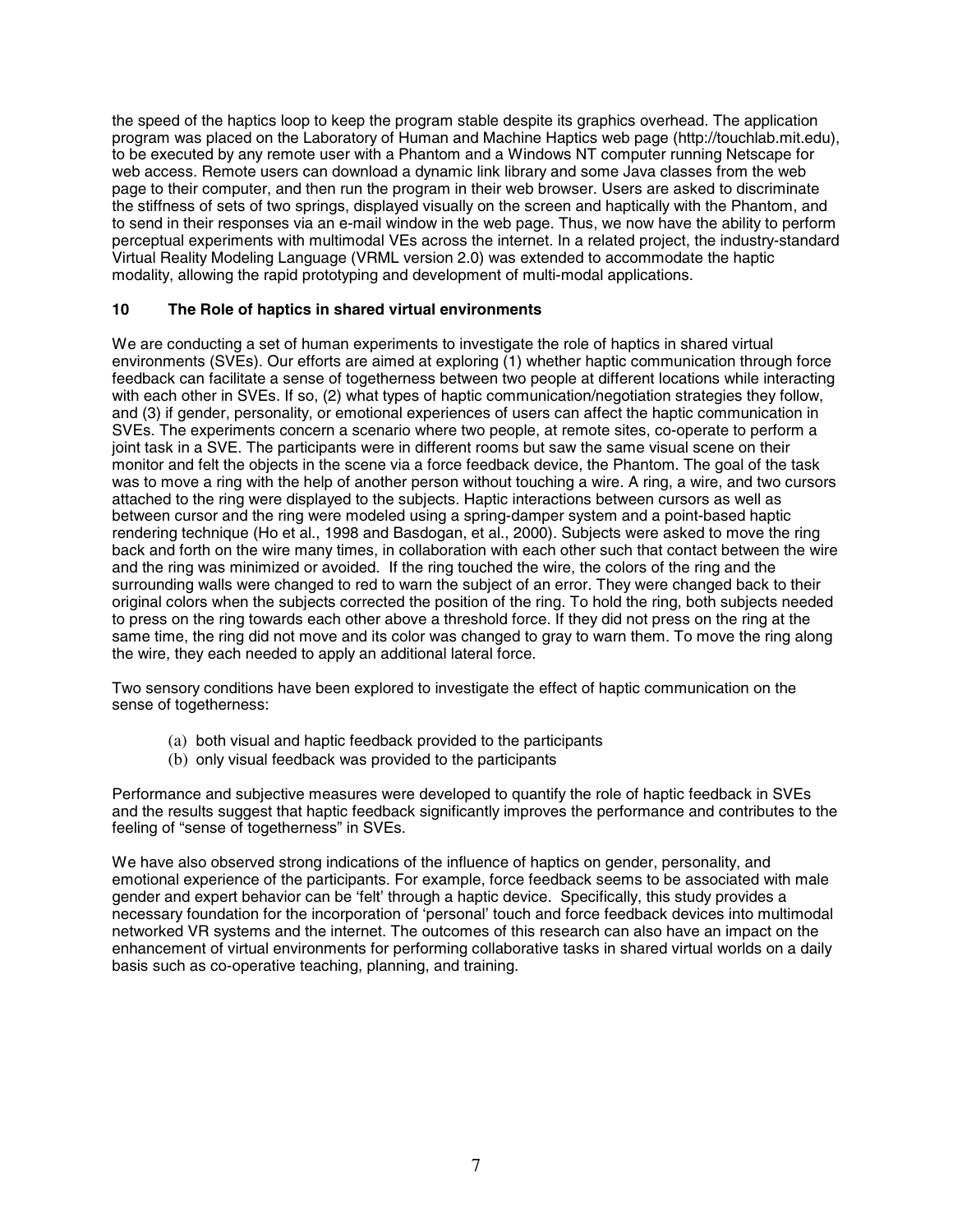the speed of the haptics loop to keep the program stable despite its graphics overhead. The application program was placed on the Laboratory of Human and Machine Haptics web page (http://touchlab.mit.edu), to be executed by any remote user with a Phantom and a Windows NT computer running Netscape for web access. Remote users can download a dynamic link library and some Java classes from the web page to their computer, and then run the program in their web browser. Users are asked to discriminate the stiffness of sets of two springs, displayed visually on the screen and haptically with the Phantom, and to send in their responses via an e-mail window in the web page. Thus, we now have the ability to perform perceptual experiments with multimodal VEs across the internet. In a related project, the industry-standard Virtual Reality Modeling Language (VRML version 2.0) was extended to accommodate the haptic modality, allowing the rapid prototyping and development of multi-modal applications.

## 10 The Role of haptics in shared virtual environments

We are conducting a set of human experiments to investigate the role of haptics in shared virtual environments (SVEs). Our efforts are aimed at exploring (1) whether haptic communication through force feedback can facilitate a sense of togetherness between two people at different locations while interacting with each other in SVEs. If so, (2) what types of haptic communication/negotiation strategies they follow, and (3) if gender, personality, or emotional experiences of users can affect the haptic communication in SVEs. The experiments concern a scenario where two people, at remote sites, co-operate to perform a joint task in a SVE. The participants were in different rooms but saw the same visual scene on their monitor and felt the objects in the scene via a force feedback device, the Phantom. The goal of the task was to move a ring with the help of another person without touching a wire. A ring, a wire, and two cursors attached to the ring were displayed to the subjects. Haptic interactions between cursors as well as between cursor and the ring were modeled using a spring-damper system and a point-based haptic rendering technique (Ho et al., 1998 and Basdogan, et al., 2000). Subjects were asked to move the ring back and forth on the wire many times, in collaboration with each other such that contact between the wire and the ring was minimized or avoided. If the ring touched the wire, the colors of the ring and the surrounding walls were changed to red to warn the subject of an error. They were changed back to their original colors when the subjects corrected the position of the ring. To hold the ring, both subjects needed to press on the ring towards each other above a threshold force. If they did not press on the ring at the same time, the ring did not move and its color was changed to gray to warn them. To move the ring along the wire, they each needed to apply an additional lateral force.

Two sensory conditions have been explored to investigate the effect of haptic communication on the sense of togetherness:

(a) both visual and haptic feedback provided to the participants
(b) only visual feedback was provided to the participants

Performance and subjective measures were developed to quantify the role of haptic feedback in SVEs and the results suggest that haptic feedback significantly improves the performance and contributes to the feeling of "sense of togetherness" in SVEs.

We have also observed strong indications of the influence of haptics on gender, personality, and emotional experience of the participants. For example, force feedback seems to be associated with male gender and expert behavior can be 'felt' through a haptic device. Specifically, this study provides a necessary foundation for the incorporation of 'personal' touch and force feedback devices into multimodal networked VR systems and the internet. The outcomes of this research can also have an impact on the enhancement of virtual environments for performing collaborative tasks in shared virtual worlds on a daily basis such as co-operative teaching, planning, and training.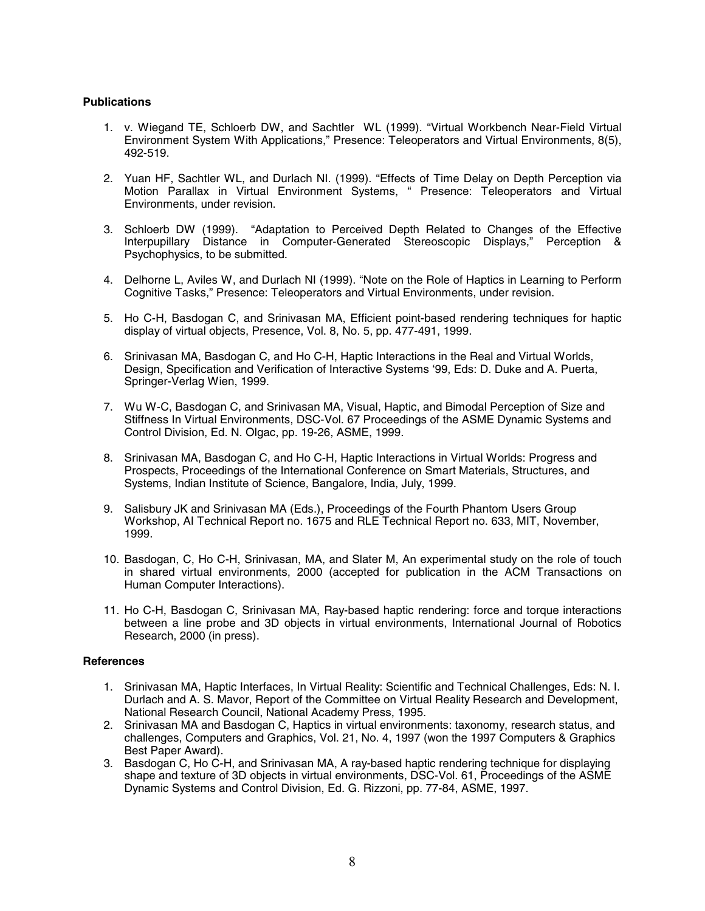**Publications**

1. v. Wiegand TE, Schloerb DW, and Sachtler WL (1999). "Virtual Workbench Near-Field Virtual Environment System With Applications," Presence: Teleoperators and Virtual Environments, 8(5), 492-519.

2. Yuan HF, Sachtler WL, and Durlach NI. (1999). "Effects of Time Delay on Depth Perception via Motion Parallax in Virtual Environment Systems, " Presence: Teleoperators and Virtual Environments, under revision.

3. Schloerb DW (1999). "Adaptation to Perceived Depth Related to Changes of the Effective Interpupillary Distance in Computer-Generated Stereoscopic Displays," Perception & Psychophysics, to be submitted.

4. Delhorne L, Aviles W, and Durlach NI (1999). "Note on the Role of Haptics in Learning to Perform Cognitive Tasks," Presence: Teleoperators and Virtual Environments, under revision.

5. Ho C-H, Basdogan C, and Srinivasan MA, Efficient point-based rendering techniques for haptic display of virtual objects, Presence, Vol. 8, No. 5, pp. 477-491, 1999.

6. Srinivasan MA, Basdogan C, and Ho C-H, Haptic Interactions in the Real and Virtual Worlds, Design, Specification and Verification of Interactive Systems '99, Eds: D. Duke and A. Puerta, Springer-Verlag Wien, 1999.

7. Wu W-C, Basdogan C, and Srinivasan MA, Visual, Haptic, and Bimodal Perception of Size and Stiffness In Virtual Environments, DSC-Vol. 67 Proceedings of the ASME Dynamic Systems and Control Division, Ed. N. Olgac, pp. 19-26, ASME, 1999.

8. Srinivasan MA, Basdogan C, and Ho C-H, Haptic Interactions in Virtual Worlds: Progress and Prospects, Proceedings of the International Conference on Smart Materials, Structures, and Systems, Indian Institute of Science, Bangalore, India, July, 1999.

9. Salisbury JK and Srinivasan MA (Eds.), Proceedings of the Fourth Phantom Users Group Workshop, AI Technical Report no. 1675 and RLE Technical Report no. 633, MIT, November, 1999.

10. Basdogan, C, Ho C-H, Srinivasan, MA, and Slater M, An experimental study on the role of touch in shared virtual environments, 2000 (accepted for publication in the ACM Transactions on Human Computer Interactions).

11. Ho C-H, Basdogan C, Srinivasan MA, Ray-based haptic rendering: force and torque interactions between a line probe and 3D objects in virtual environments, International Journal of Robotics Research, 2000 (in press).

**References**

1. Srinivasan MA, Haptic Interfaces, In Virtual Reality: Scientific and Technical Challenges, Eds: N. I. Durlach and A. S. Mavor, Report of the Committee on Virtual Reality Research and Development, National Research Council, National Academy Press, 1995.
2. Srinivasan MA and Basdogan C, Haptics in virtual environments: taxonomy, research status, and challenges, Computers and Graphics, Vol. 21, No. 4, 1997 (won the 1997 Computers & Graphics Best Paper Award).
3. Basdogan C, Ho C-H, and Srinivasan MA, A ray-based haptic rendering technique for displaying shape and texture of 3D objects in virtual environments, DSC-Vol. 61, Proceedings of the ASME Dynamic Systems and Control Division, Ed. G. Rizzoni, pp. 77-84, ASME, 1997.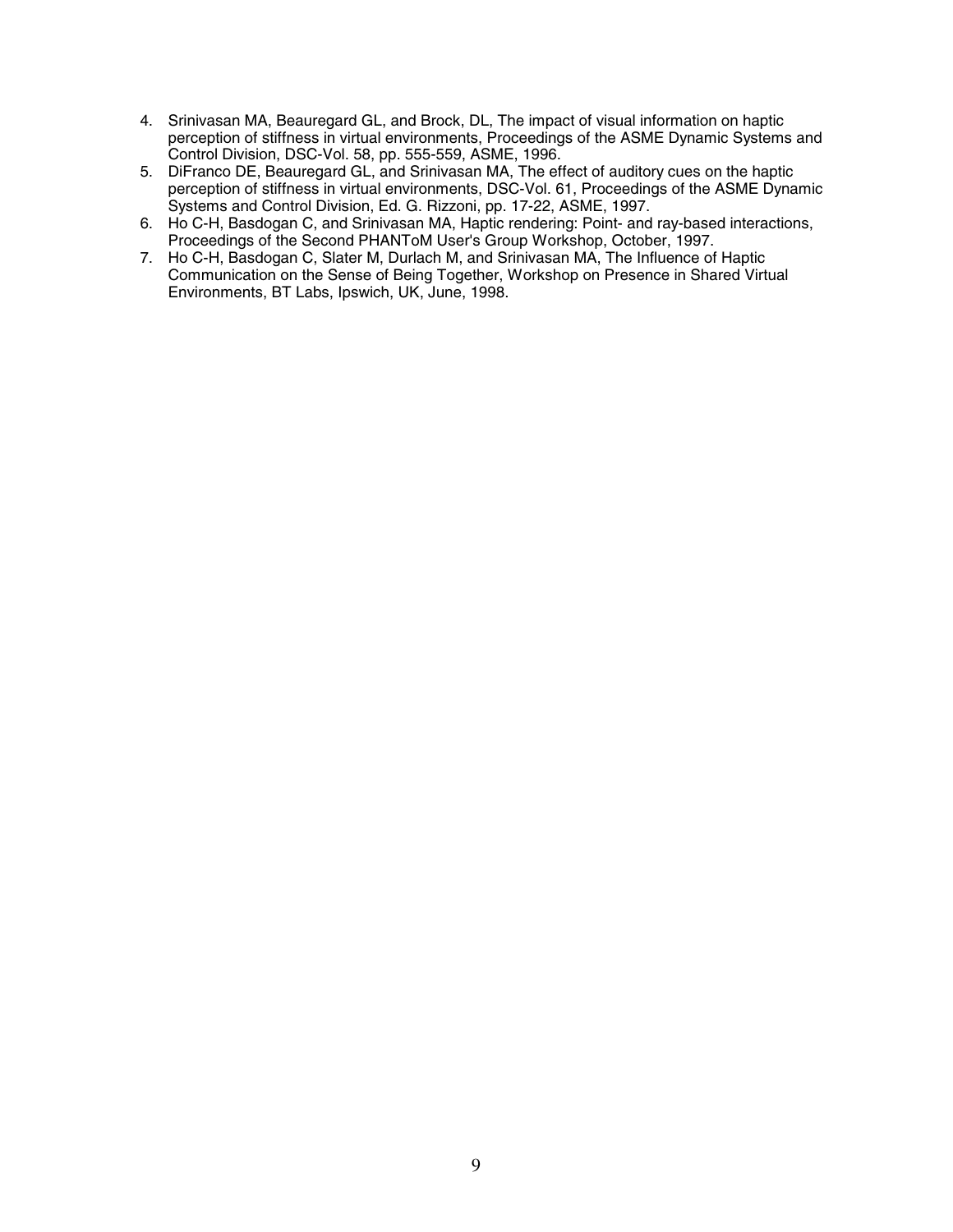4. Srinivasan MA, Beauregard GL, and Brock, DL, The impact of visual information on haptic perception of stiffness in virtual environments, Proceedings of the ASME Dynamic Systems and Control Division, DSC-Vol. 58, pp. 555-559, ASME, 1996.
5. DiFranco DE, Beauregard GL, and Srinivasan MA, The effect of auditory cues on the haptic perception of stiffness in virtual environments, DSC-Vol. 61, Proceedings of the ASME Dynamic Systems and Control Division, Ed. G. Rizzoni, pp. 17-22, ASME, 1997.
6. Ho C-H, Basdogan C, and Srinivasan MA, Haptic rendering: Point- and ray-based interactions, Proceedings of the Second PHANToM User's Group Workshop, October, 1997.
7. Ho C-H, Basdogan C, Slater M, Durlach M, and Srinivasan MA, The Influence of Haptic Communication on the Sense of Being Together, Workshop on Presence in Shared Virtual Environments, BT Labs, Ipswich, UK, June, 1998.